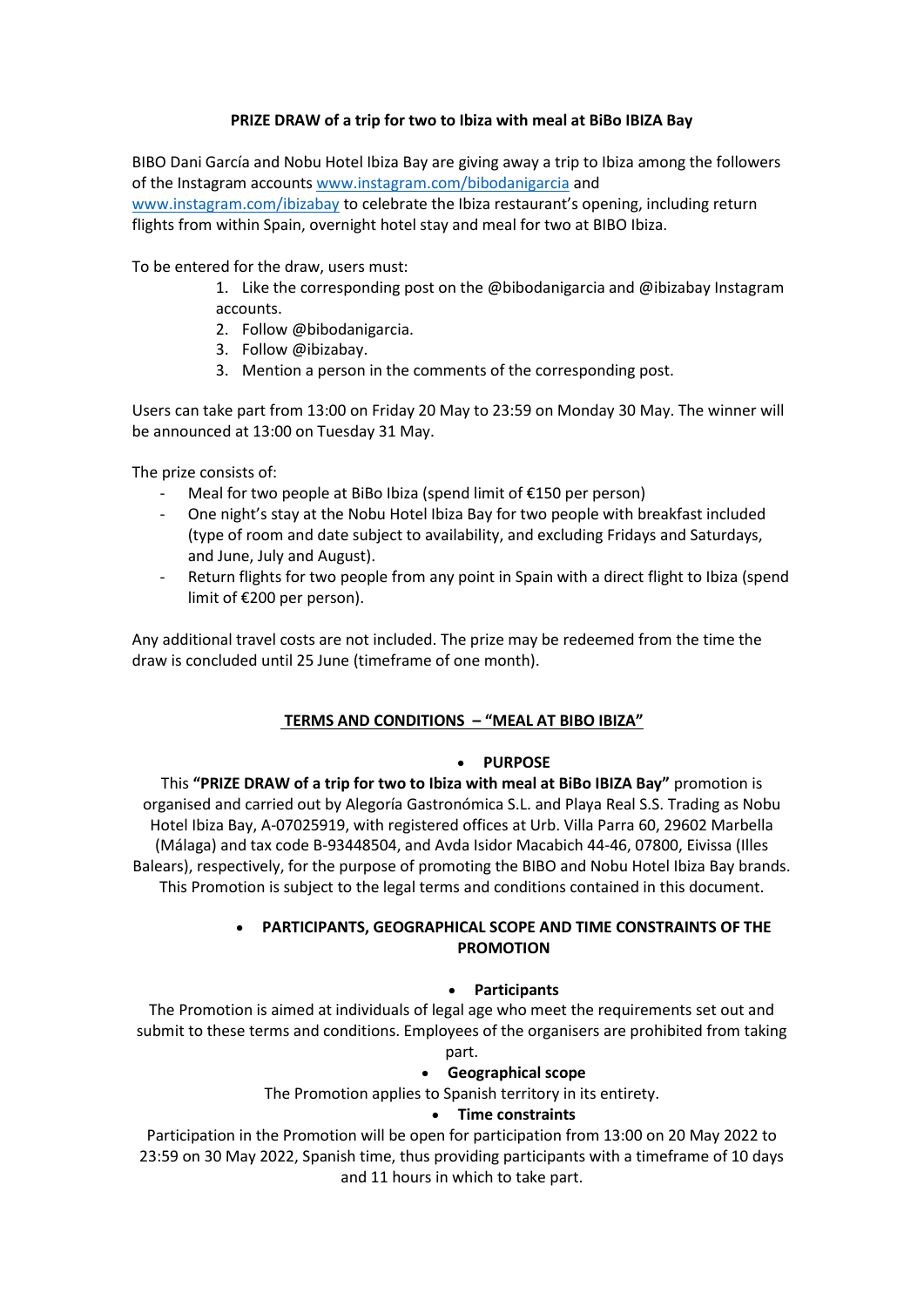**PRIZE DRAW of a trip for two to Ibiza with meal at BiBo IBIZA Bay**

BIBO Dani García and Nobu Hotel Ibiza Bay are giving away a trip to Ibiza among the followers of the Instagram accounts [www.instagram.com/bibodanigarcia](www.instagram.com/bibodanigarcia) and [www.instagram.com/ibizabay](www.instagram.com/ibizabay) to celebrate the Ibiza restaurant's opening, including return flights from within Spain, overnight hotel stay and meal for two at BIBO Ibiza.

To be entered for the draw, users must:

1. Like the corresponding post on the @bibodanigarcia and @ibizabay Instagram accounts.
2. Follow @bibodanigarcia.
3. Follow @ibizabay.
3. Mention a person in the comments of the corresponding post.

Users can take part from 13:00 on Friday 20 May to 23:59 on Monday 30 May. The winner will be announced at 13:00 on Tuesday 31 May.

The prize consists of:

- Meal for two people at BiBo Ibiza (spend limit of €150 per person)
- One night's stay at the Nobu Hotel Ibiza Bay for two people with breakfast included (type of room and date subject to availability, and excluding Fridays and Saturdays, and June, July and August).
- Return flights for two people from any point in Spain with a direct flight to Ibiza (spend limit of €200 per person).

Any additional travel costs are not included. The prize may be redeemed from the time the draw is concluded until 25 June (timeframe of one month).

## TERMS AND CONDITIONS – "MEAL AT BIBO IBIZA"

- **PURPOSE**

This **"PRIZE DRAW of a trip for two to Ibiza with meal at BiBo IBIZA Bay"** promotion is organised and carried out by Alegoría Gastronómica S.L. and Playa Real S.S. Trading as Nobu Hotel Ibiza Bay, A-07025919, with registered offices at Urb. Villa Parra 60, 29602 Marbella (Málaga) and tax code B-93448504, and Avda Isidor Macabich 44-46, 07800, Eivissa (Illes Balears), respectively, for the purpose of promoting the BIBO and Nobu Hotel Ibiza Bay brands. This Promotion is subject to the legal terms and conditions contained in this document.

- **PARTICIPANTS, GEOGRAPHICAL SCOPE AND TIME CONSTRAINTS OF THE PROMOTION**

- **Participants**

The Promotion is aimed at individuals of legal age who meet the requirements set out and submit to these terms and conditions. Employees of the organisers are prohibited from taking part.

- **Geographical scope**

The Promotion applies to Spanish territory in its entirety.

- **Time constraints**

Participation in the Promotion will be open for participation from 13:00 on 20 May 2022 to 23:59 on 30 May 2022, Spanish time, thus providing participants with a timeframe of 10 days and 11 hours in which to take part.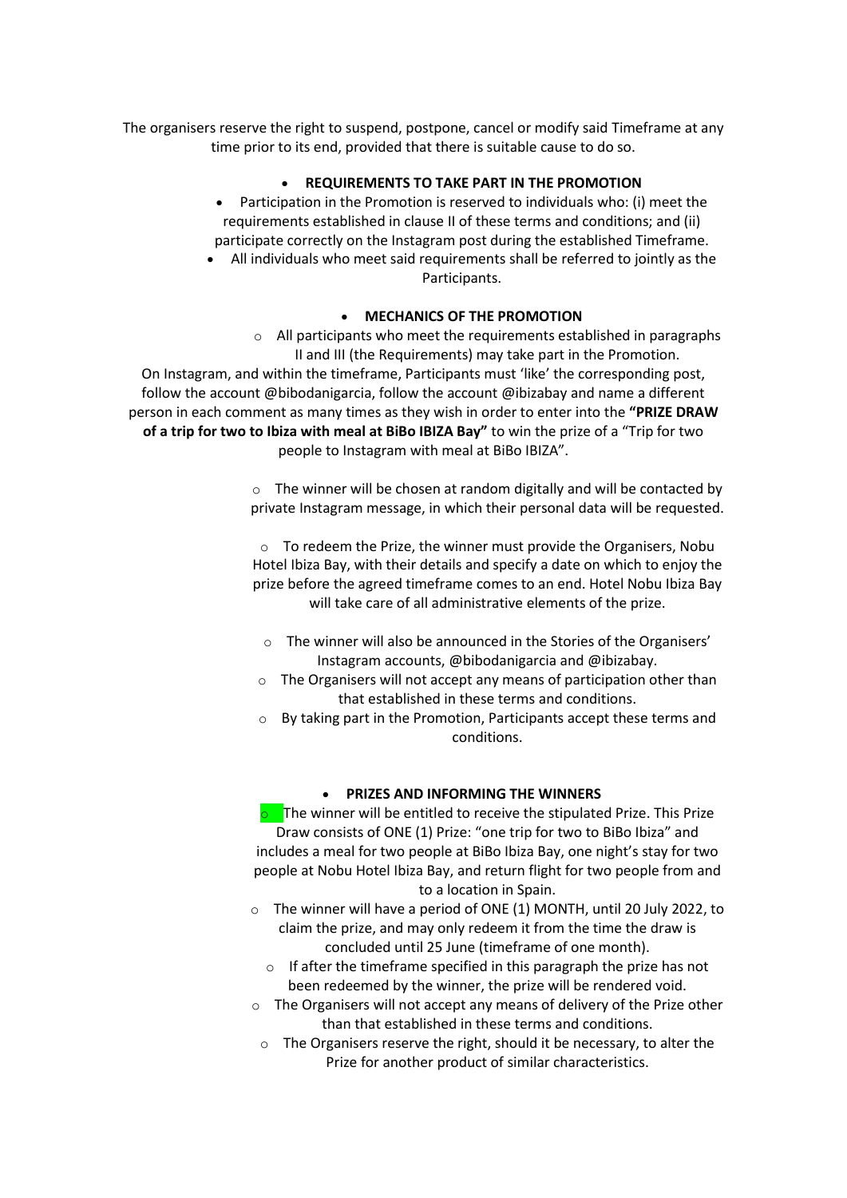The organisers reserve the right to suspend, postpone, cancel or modify said Timeframe at any time prior to its end, provided that there is suitable cause to do so.

- **REQUIREMENTS TO TAKE PART IN THE PROMOTION**

- Participation in the Promotion is reserved to individuals who: (i) meet the requirements established in clause II of these terms and conditions; and (ii) participate correctly on the Instagram post during the established Timeframe.
- All individuals who meet said requirements shall be referred to jointly as the Participants.

- **MECHANICS OF THE PROMOTION**

  - All participants who meet the requirements established in paragraphs II and III (the Requirements) may take part in the Promotion.

On Instagram, and within the timeframe, Participants must 'like' the corresponding post, follow the account @bibodanigarcia, follow the account @ibizabay and name a different person in each comment as many times as they wish in order to enter into the **"PRIZE DRAW of a trip for two to Ibiza with meal at BiBo IBIZA Bay"** to win the prize of a "Trip for two people to Instagram with meal at BiBo IBIZA".

  - The winner will be chosen at random digitally and will be contacted by private Instagram message, in which their personal data will be requested.
  - To redeem the Prize, the winner must provide the Organisers, Nobu Hotel Ibiza Bay, with their details and specify a date on which to enjoy the prize before the agreed timeframe comes to an end. Hotel Nobu Ibiza Bay will take care of all administrative elements of the prize.
  - The winner will also be announced in the Stories of the Organisers' Instagram accounts, @bibodanigarcia and @ibizabay.
  - The Organisers will not accept any means of participation other than that established in these terms and conditions.
  - By taking part in the Promotion, Participants accept these terms and conditions.

- **PRIZES AND INFORMING THE WINNERS**

  - The winner will be entitled to receive the stipulated Prize. This Prize Draw consists of ONE (1) Prize: "one trip for two to BiBo Ibiza" and includes a meal for two people at BiBo Ibiza Bay, one night's stay for two people at Nobu Hotel Ibiza Bay, and return flight for two people from and to a location in Spain.
  - The winner will have a period of ONE (1) MONTH, until 20 July 2022, to claim the prize, and may only redeem it from the time the draw is concluded until 25 June (timeframe of one month).
  - If after the timeframe specified in this paragraph the prize has not been redeemed by the winner, the prize will be rendered void.
  - The Organisers will not accept any means of delivery of the Prize other than that established in these terms and conditions.
  - The Organisers reserve the right, should it be necessary, to alter the Prize for another product of similar characteristics.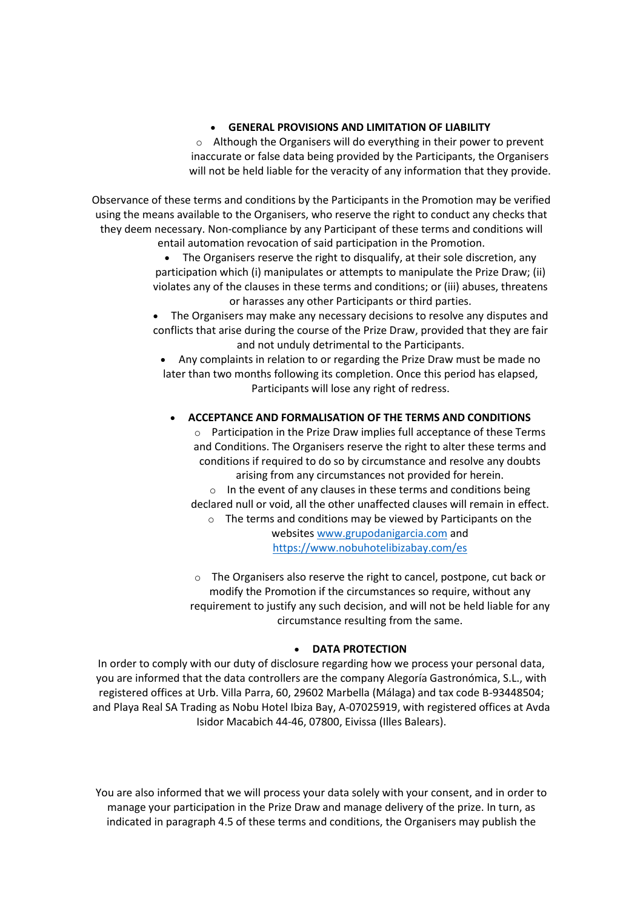- **GENERAL PROVISIONS AND LIMITATION OF LIABILITY**
  - Although the Organisers will do everything in their power to prevent inaccurate or false data being provided by the Participants, the Organisers will not be held liable for the veracity of any information that they provide.

Observance of these terms and conditions by the Participants in the Promotion may be verified using the means available to the Organisers, who reserve the right to conduct any checks that they deem necessary. Non-compliance by any Participant of these terms and conditions will entail automation revocation of said participation in the Promotion.

- The Organisers reserve the right to disqualify, at their sole discretion, any participation which (i) manipulates or attempts to manipulate the Prize Draw; (ii) violates any of the clauses in these terms and conditions; or (iii) abuses, threatens or harasses any other Participants or third parties.
- The Organisers may make any necessary decisions to resolve any disputes and conflicts that arise during the course of the Prize Draw, provided that they are fair and not unduly detrimental to the Participants.
- Any complaints in relation to or regarding the Prize Draw must be made no later than two months following its completion. Once this period has elapsed, Participants will lose any right of redress.

- **ACCEPTANCE AND FORMALISATION OF THE TERMS AND CONDITIONS**
  - Participation in the Prize Draw implies full acceptance of these Terms and Conditions. The Organisers reserve the right to alter these terms and conditions if required to do so by circumstance and resolve any doubts arising from any circumstances not provided for herein.
  - In the event of any clauses in these terms and conditions being declared null or void, all the other unaffected clauses will remain in effect.
  - The terms and conditions may be viewed by Participants on the websites www.grupodanigarcia.com and https://www.nobuhotelibizabay.com/es
  - The Organisers also reserve the right to cancel, postpone, cut back or modify the Promotion if the circumstances so require, without any requirement to justify any such decision, and will not be held liable for any circumstance resulting from the same.

- **DATA PROTECTION**

In order to comply with our duty of disclosure regarding how we process your personal data, you are informed that the data controllers are the company Alegoría Gastronómica, S.L., with registered offices at Urb. Villa Parra, 60, 29602 Marbella (Málaga) and tax code B-93448504; and Playa Real SA Trading as Nobu Hotel Ibiza Bay, A-07025919, with registered offices at Avda Isidor Macabich 44-46, 07800, Eivissa (Illes Balears).

You are also informed that we will process your data solely with your consent, and in order to manage your participation in the Prize Draw and manage delivery of the prize. In turn, as indicated in paragraph 4.5 of these terms and conditions, the Organisers may publish the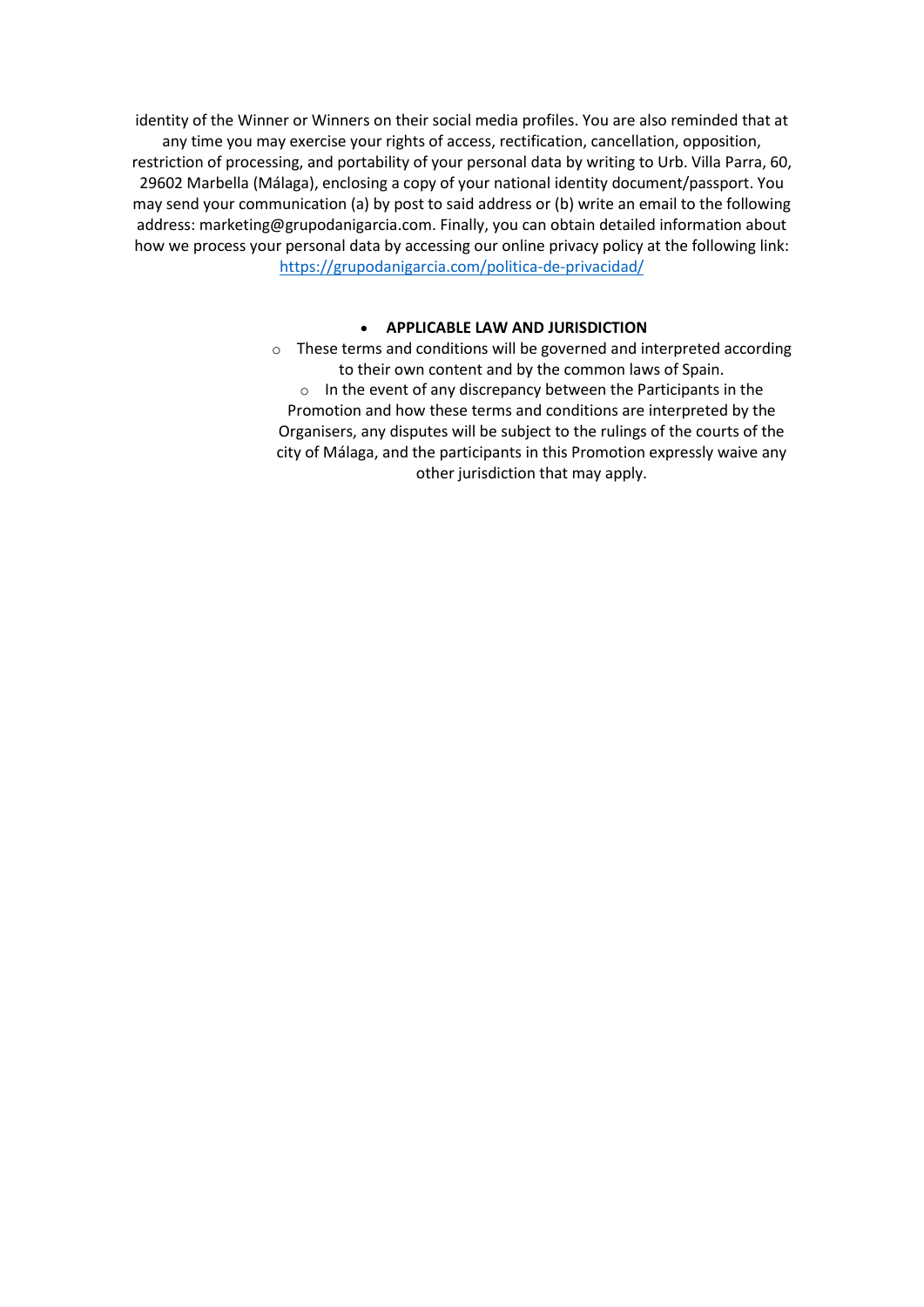identity of the Winner or Winners on their social media profiles. You are also reminded that at any time you may exercise your rights of access, rectification, cancellation, opposition, restriction of processing, and portability of your personal data by writing to Urb. Villa Parra, 60, 29602 Marbella (Málaga), enclosing a copy of your national identity document/passport. You may send your communication (a) by post to said address or (b) write an email to the following address: marketing@grupodanigarcia.com. Finally, you can obtain detailed information about how we process your personal data by accessing our online privacy policy at the following link: [https://grupodanigarcia.com/politica-de-privacidad/](https://grupodanigarcia.com/politica-de-privacidad/)

- **APPLICABLE LAW AND JURISDICTION**
  - These terms and conditions will be governed and interpreted according to their own content and by the common laws of Spain.
  - In the event of any discrepancy between the Participants in the Promotion and how these terms and conditions are interpreted by the Organisers, any disputes will be subject to the rulings of the courts of the city of Málaga, and the participants in this Promotion expressly waive any other jurisdiction that may apply.